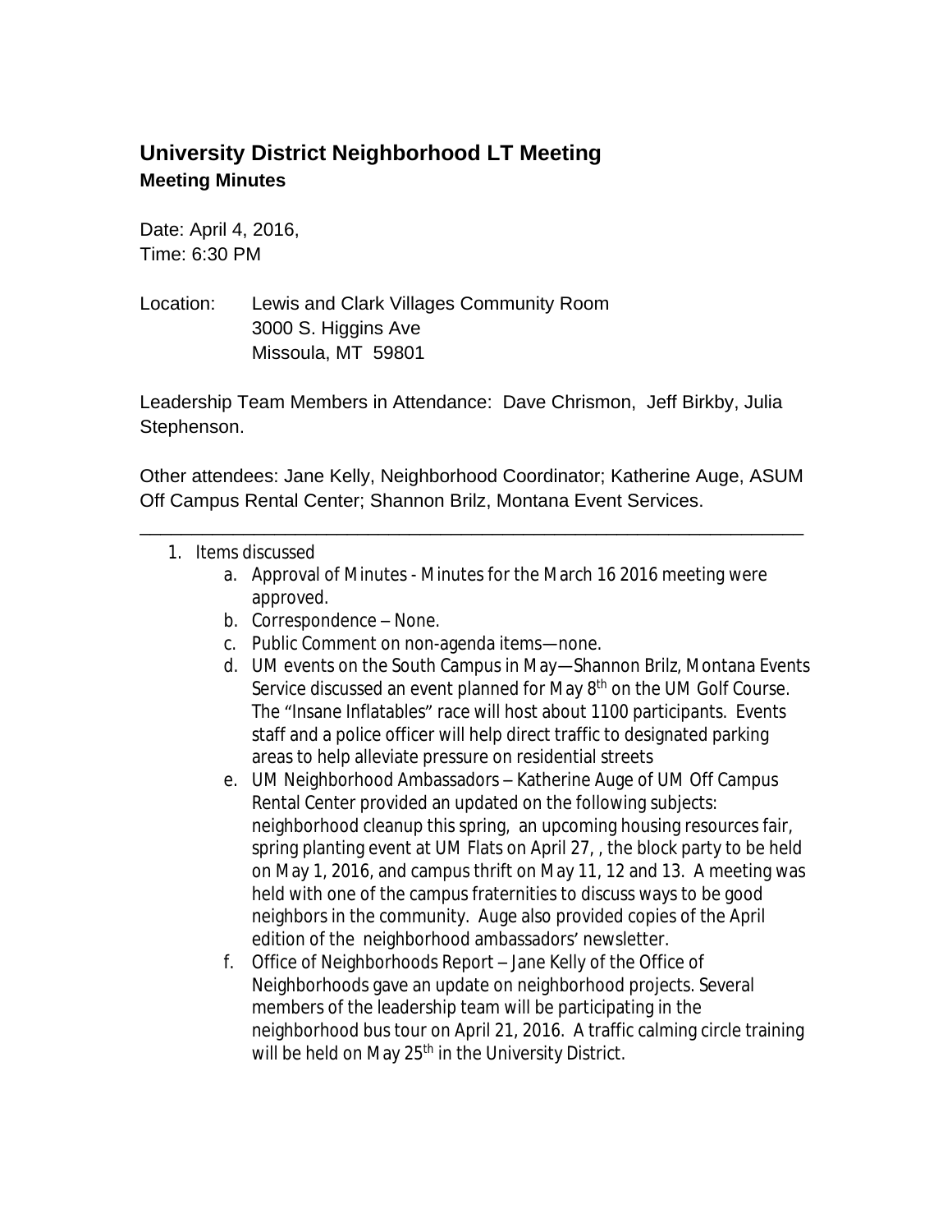## University District Neighborhood LT Meeting
### Meeting Minutes

Date: April 4, 2016,
Time: 6:30 PM

Location: Lewis and Clark Villages Community Room
3000 S. Higgins Ave
Missoula, MT 59801

Leadership Team Members in Attendance: Dave Chrismon, Jeff Birkby, Julia Stephenson.

Other attendees: Jane Kelly, Neighborhood Coordinator; Katherine Auge, ASUM Off Campus Rental Center; Shannon Brilz, Montana Event Services.

---

1. Items discussed
   a. Approval of Minutes - Minutes for the March 16 2016 meeting were approved.
   b. Correspondence – None.
   c. Public Comment on non-agenda items—none.
   d. UM events on the South Campus in May—Shannon Brilz, Montana Events Service discussed an event planned for May 8th on the UM Golf Course. The "Insane Inflatables" race will host about 1100 participants. Events staff and a police officer will help direct traffic to designated parking areas to help alleviate pressure on residential streets
   e. UM Neighborhood Ambassadors – Katherine Auge of UM Off Campus Rental Center provided an updated on the following subjects: neighborhood cleanup this spring, an upcoming housing resources fair, spring planting event at UM Flats on April 27, , the block party to be held on May 1, 2016, and campus thrift on May 11, 12 and 13. A meeting was held with one of the campus fraternities to discuss ways to be good neighbors in the community. Auge also provided copies of the April edition of the neighborhood ambassadors' newsletter.
   f. Office of Neighborhoods Report – Jane Kelly of the Office of Neighborhoods gave an update on neighborhood projects. Several members of the leadership team will be participating in the neighborhood bus tour on April 21, 2016. A traffic calming circle training will be held on May 25th in the University District.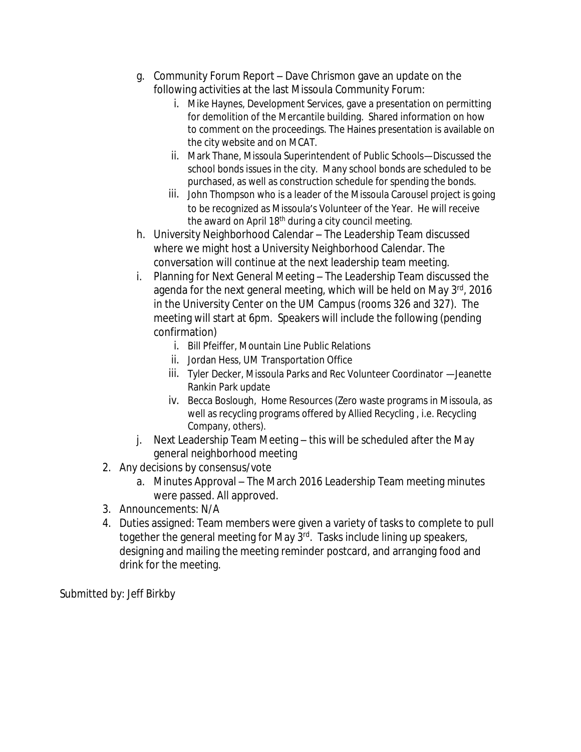g. Community Forum Report – Dave Chrismon gave an update on the following activities at the last Missoula Community Forum:
   i. Mike Haynes, Development Services, gave a presentation on permitting for demolition of the Mercantile building. Shared information on how to comment on the proceedings. The Haines presentation is available on the city website and on MCAT.
   ii. Mark Thane, Missoula Superintendent of Public Schools—Discussed the school bonds issues in the city. Many school bonds are scheduled to be purchased, as well as construction schedule for spending the bonds.
   iii. John Thompson who is a leader of the Missoula Carousel project is going to be recognized as Missoula's Volunteer of the Year. He will receive the award on April 18th during a city council meeting.

h. University Neighborhood Calendar – The Leadership Team discussed where we might host a University Neighborhood Calendar. The conversation will continue at the next leadership team meeting.

i. Planning for Next General Meeting – The Leadership Team discussed the agenda for the next general meeting, which will be held on May 3rd, 2016 in the University Center on the UM Campus (rooms 326 and 327). The meeting will start at 6pm. Speakers will include the following (pending confirmation)
   i. Bill Pfeiffer, Mountain Line Public Relations
   ii. Jordan Hess, UM Transportation Office
   iii. Tyler Decker, Missoula Parks and Rec Volunteer Coordinator —Jeanette Rankin Park update
   iv. Becca Boslough, Home Resources (Zero waste programs in Missoula, as well as recycling programs offered by Allied Recycling , i.e. Recycling Company, others).

j. Next Leadership Team Meeting – this will be scheduled after the May general neighborhood meeting

2. Any decisions by consensus/vote
   a. Minutes Approval – The March 2016 Leadership Team meeting minutes were passed. All approved.
3. Announcements: N/A
4. Duties assigned: Team members were given a variety of tasks to complete to pull together the general meeting for May 3rd. Tasks include lining up speakers, designing and mailing the meeting reminder postcard, and arranging food and drink for the meeting.

Submitted by: Jeff Birkby